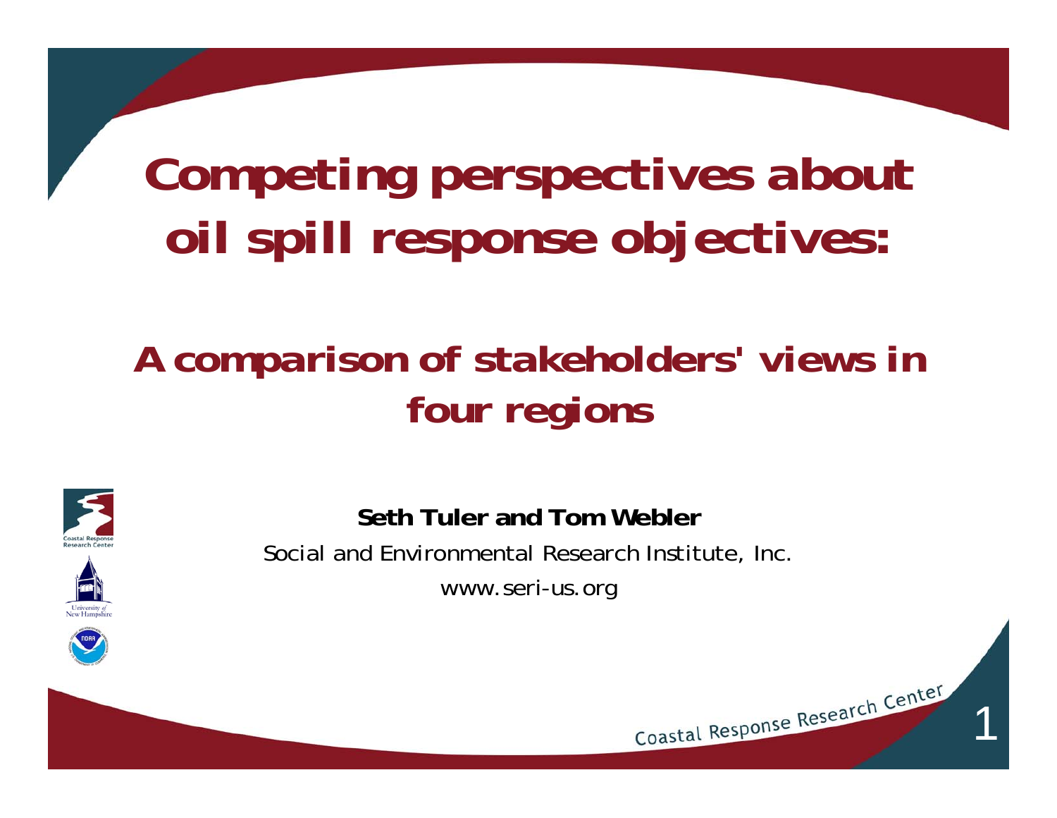# Competing perspectives about oil spill response objectives:

## A comparison of stakeholders' views in four regions

**Seth Tuler and Tom Webler**

Social and Environmental Research Institute, Inc.

www.seri-us.org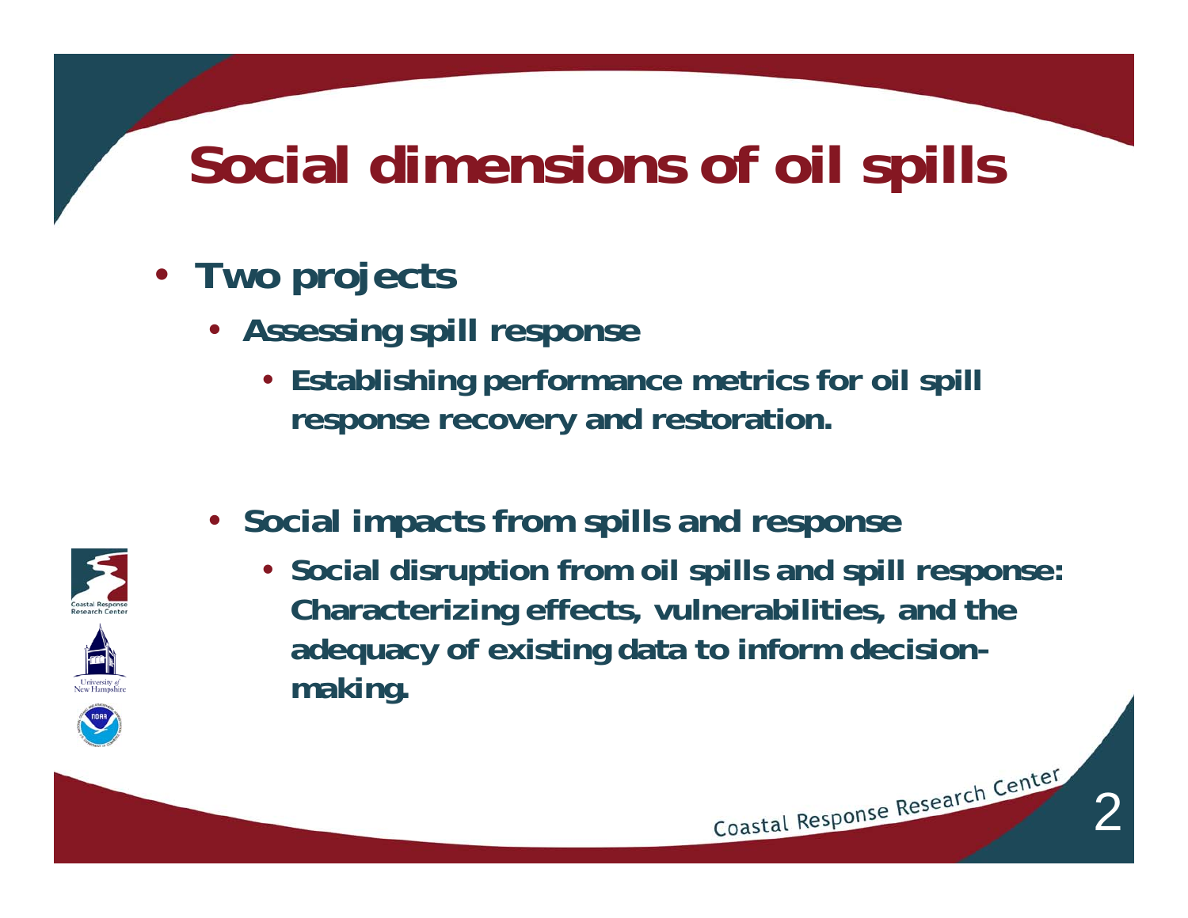# Social dimensions of oil spills

- **Two projects**
  - **Assessing spill response**
    - **Establishing performance metrics for oil spill response recovery and restoration.**
  - **Social impacts from spills and response**
    - **Social disruption from oil spills and spill response: Characterizing effects, vulnerabilities, and the adequacy of existing data to inform decision-making.**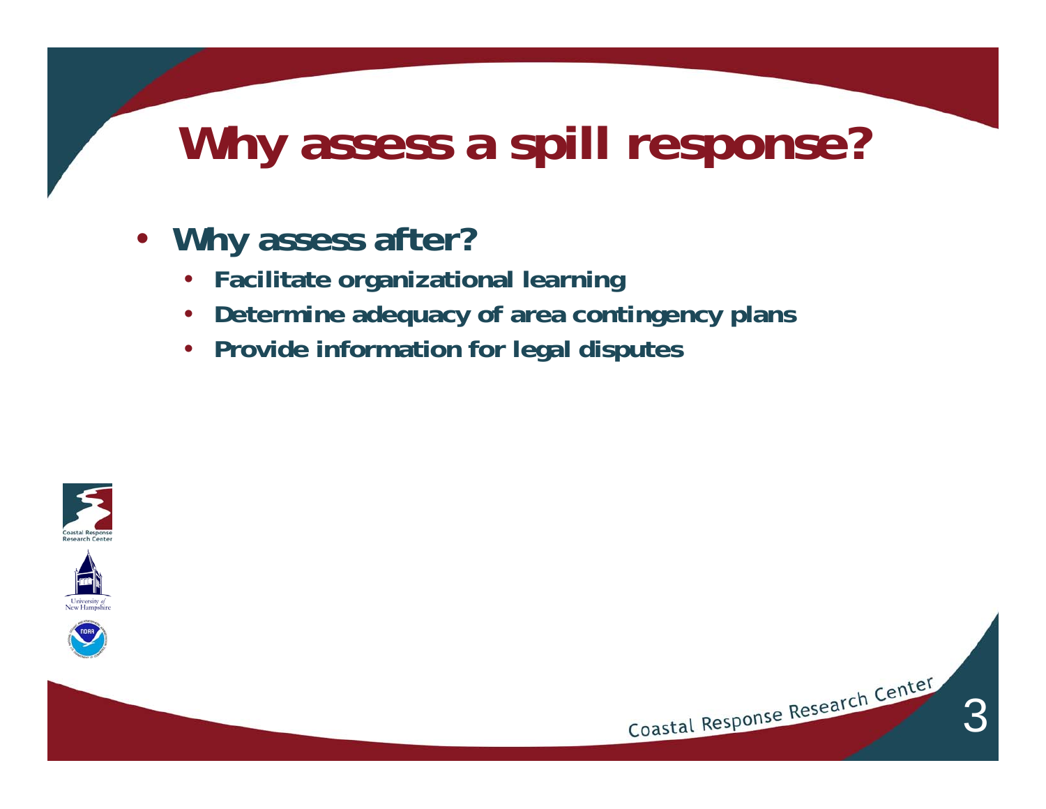# Why assess a spill response?

- **Why assess after?**
  - **Facilitate organizational learning**
  - **Determine adequacy of area contingency plans**
  - **Provide information for legal disputes**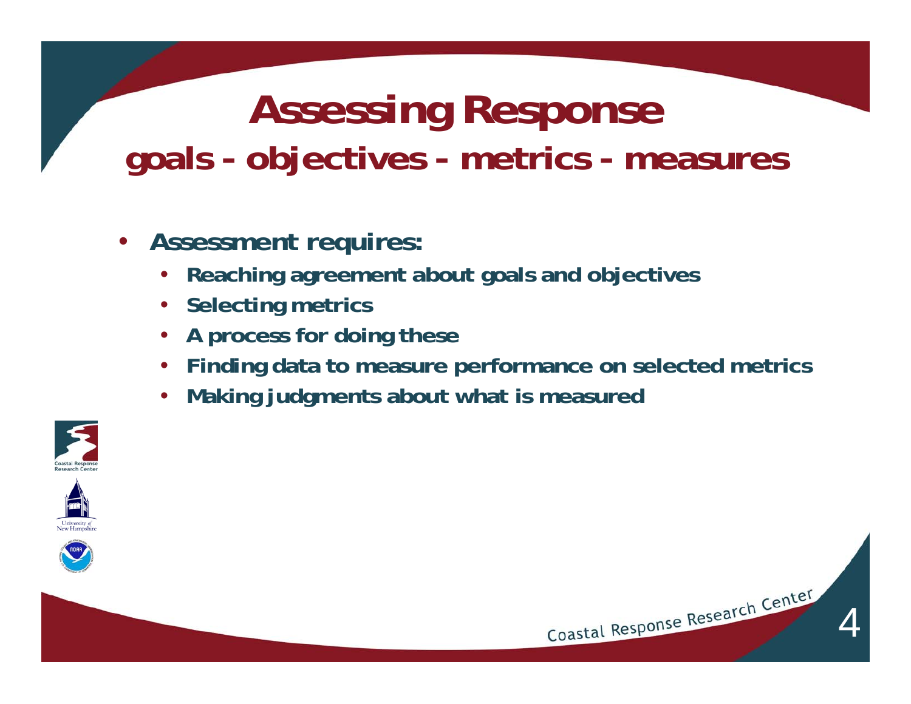# Assessing Response

## goals - objectives - metrics - measures

- **Assessment requires:**
  - **Reaching agreement about goals and objectives**
  - **Selecting metrics**
  - **A process for doing these**
  - **Finding data to measure performance on selected metrics**
  - **Making judgments about what is measured**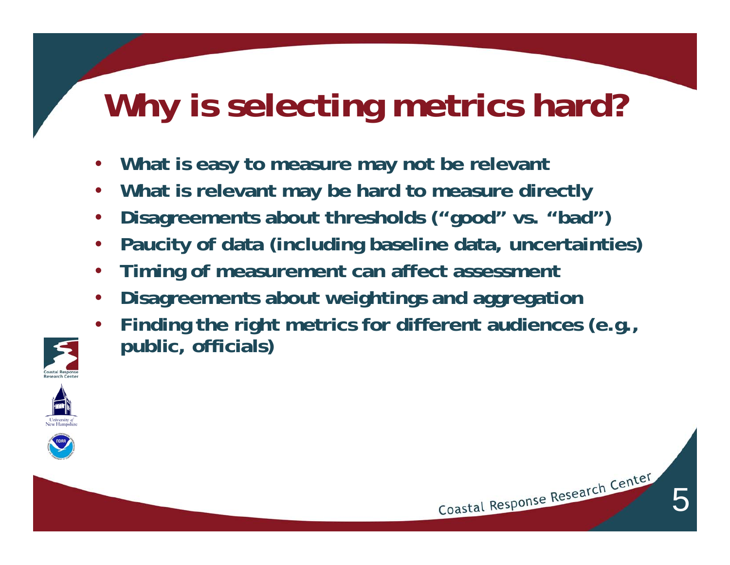# Why is selecting metrics hard?

- What is easy to measure may not be relevant
- What is relevant may be hard to measure directly
- Disagreements about thresholds ("good" vs. "bad")
- Paucity of data (including baseline data, uncertainties)
- Timing of measurement can affect assessment
- Disagreements about weightings and aggregation
- Finding the right metrics for different audiences (e.g., public, officials)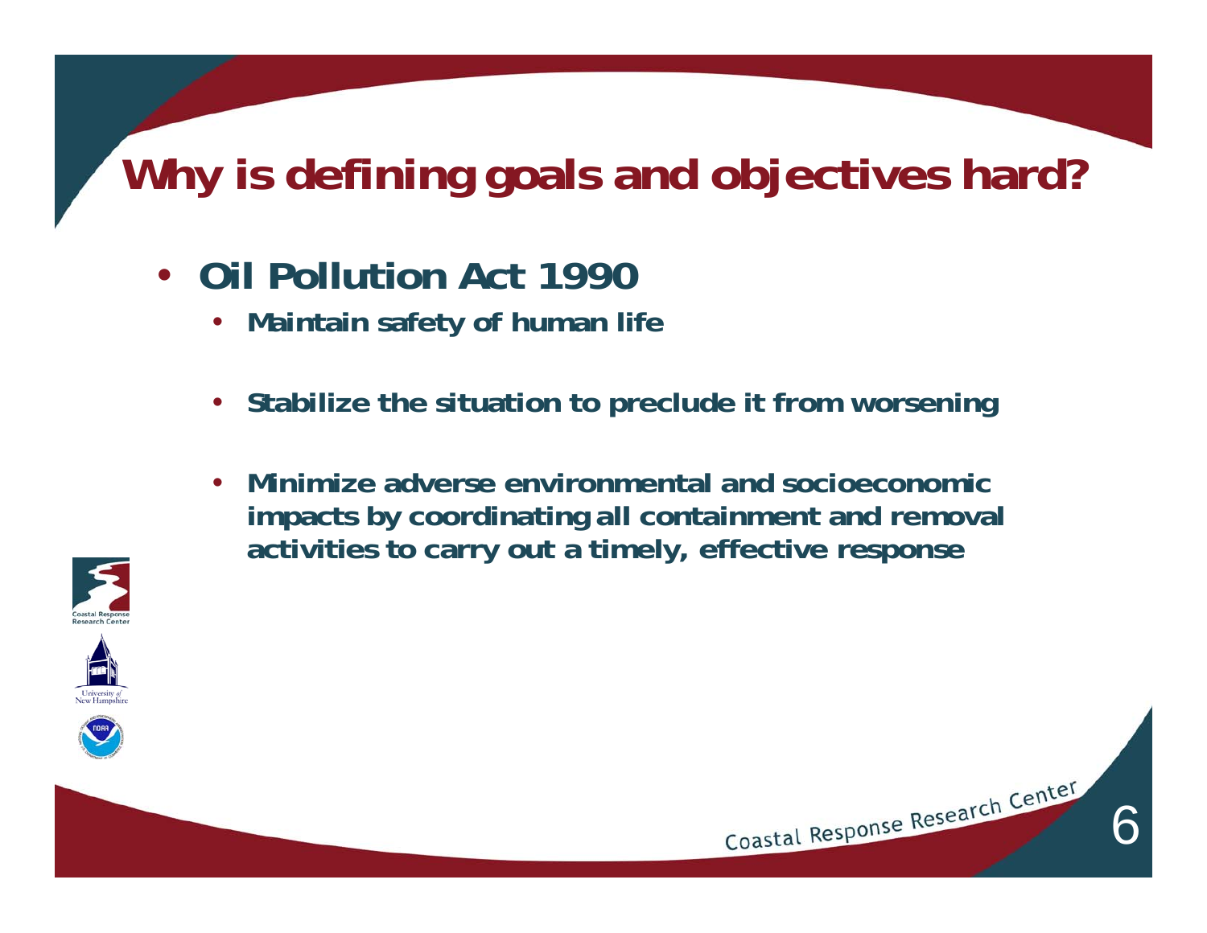# Why is defining goals and objectives hard?

- **Oil Pollution Act 1990**
  - **Maintain safety of human life**
  - **Stabilize the situation to preclude it from worsening**
  - **Minimize adverse environmental and socioeconomic impacts by coordinating all containment and removal activities to carry out a timely, effective response**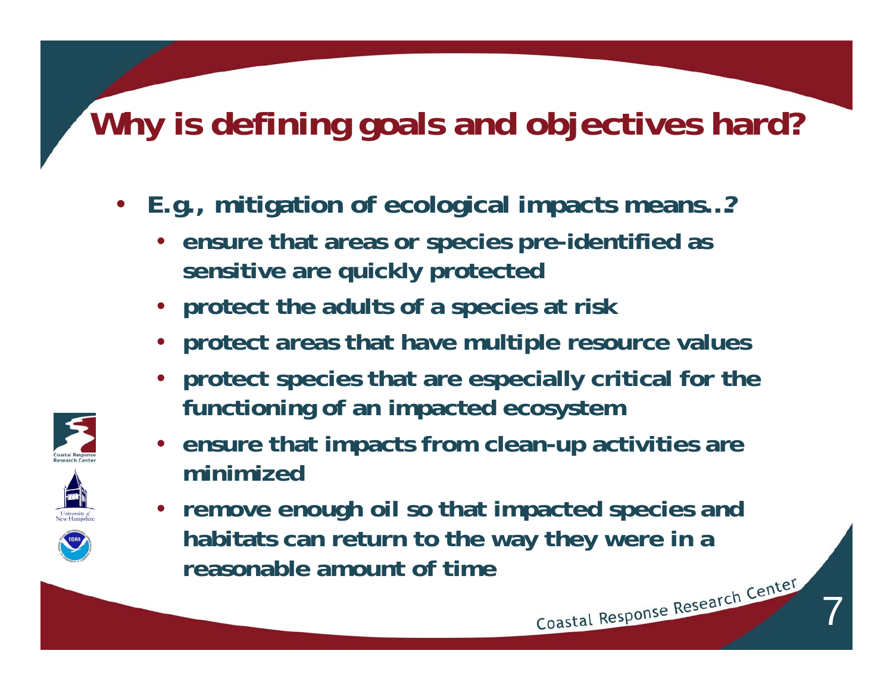# Why is defining goals and objectives hard?

- E.g., mitigation of ecological impacts means..?
  - ensure that areas or species pre-identified as sensitive are quickly protected
  - protect the adults of a species at risk
  - protect areas that have multiple resource values
  - protect species that are especially critical for the functioning of an impacted ecosystem
  - ensure that impacts from clean-up activities are minimized
  - remove enough oil so that impacted species and habitats can return to the way they were in a reasonable amount of time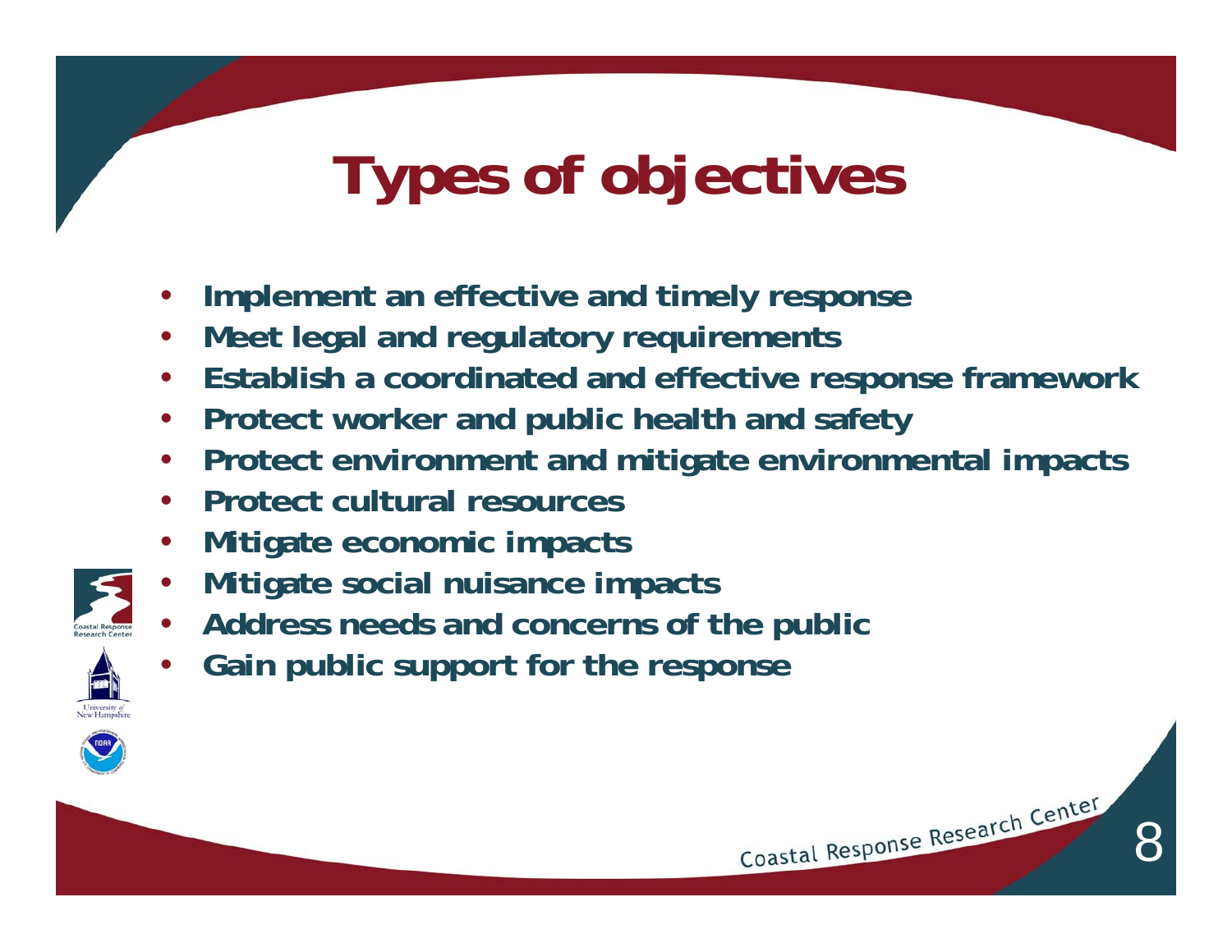# Types of objectives

- Implement an effective and timely response
- Meet legal and regulatory requirements
- Establish a coordinated and effective response framework
- Protect worker and public health and safety
- Protect environment and mitigate environmental impacts
- Protect cultural resources
- Mitigate economic impacts
- Mitigate social nuisance impacts
- Address needs and concerns of the public
- Gain public support for the response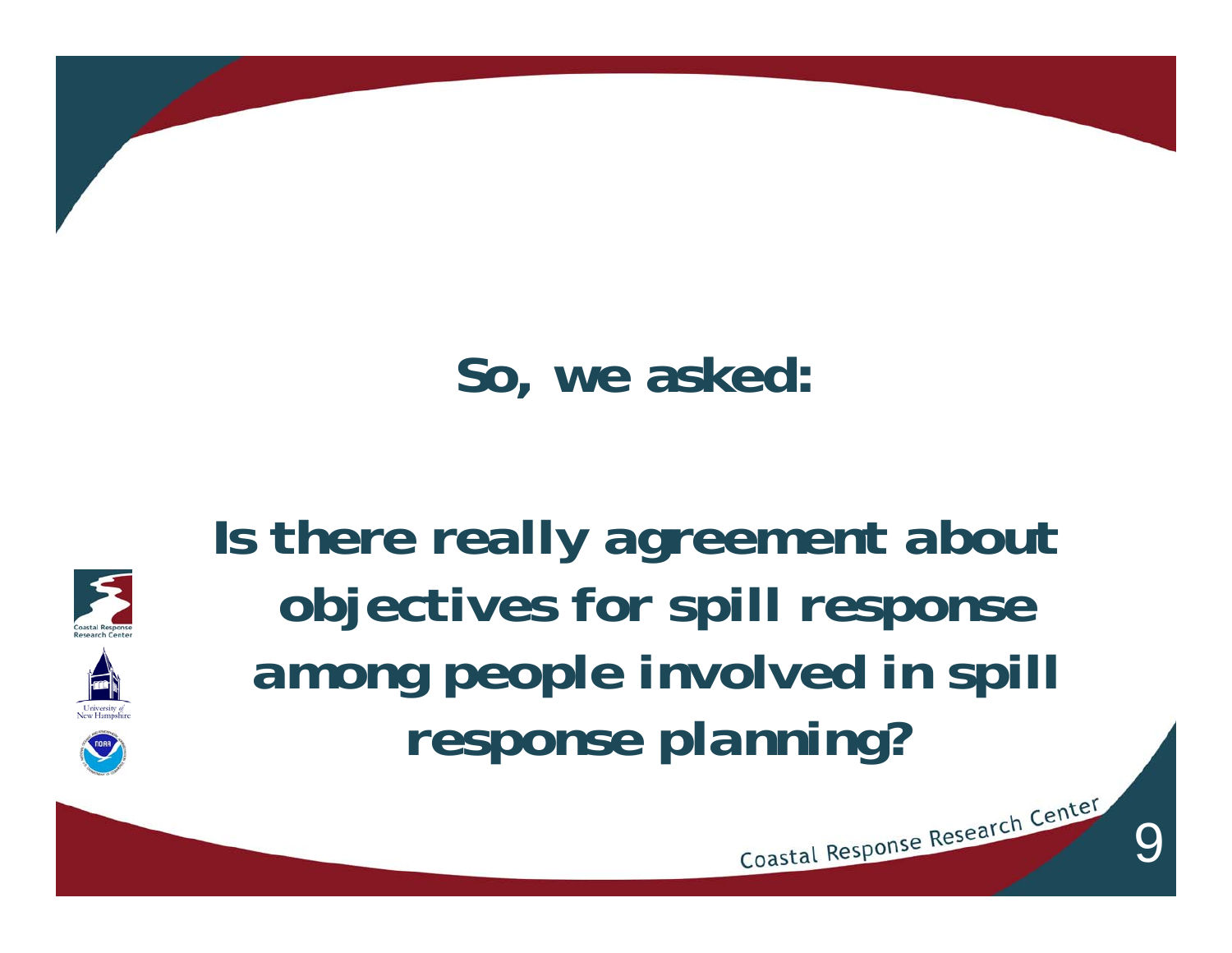## So, we asked:

## Is there really agreement about objectives for spill response among people involved in spill response planning?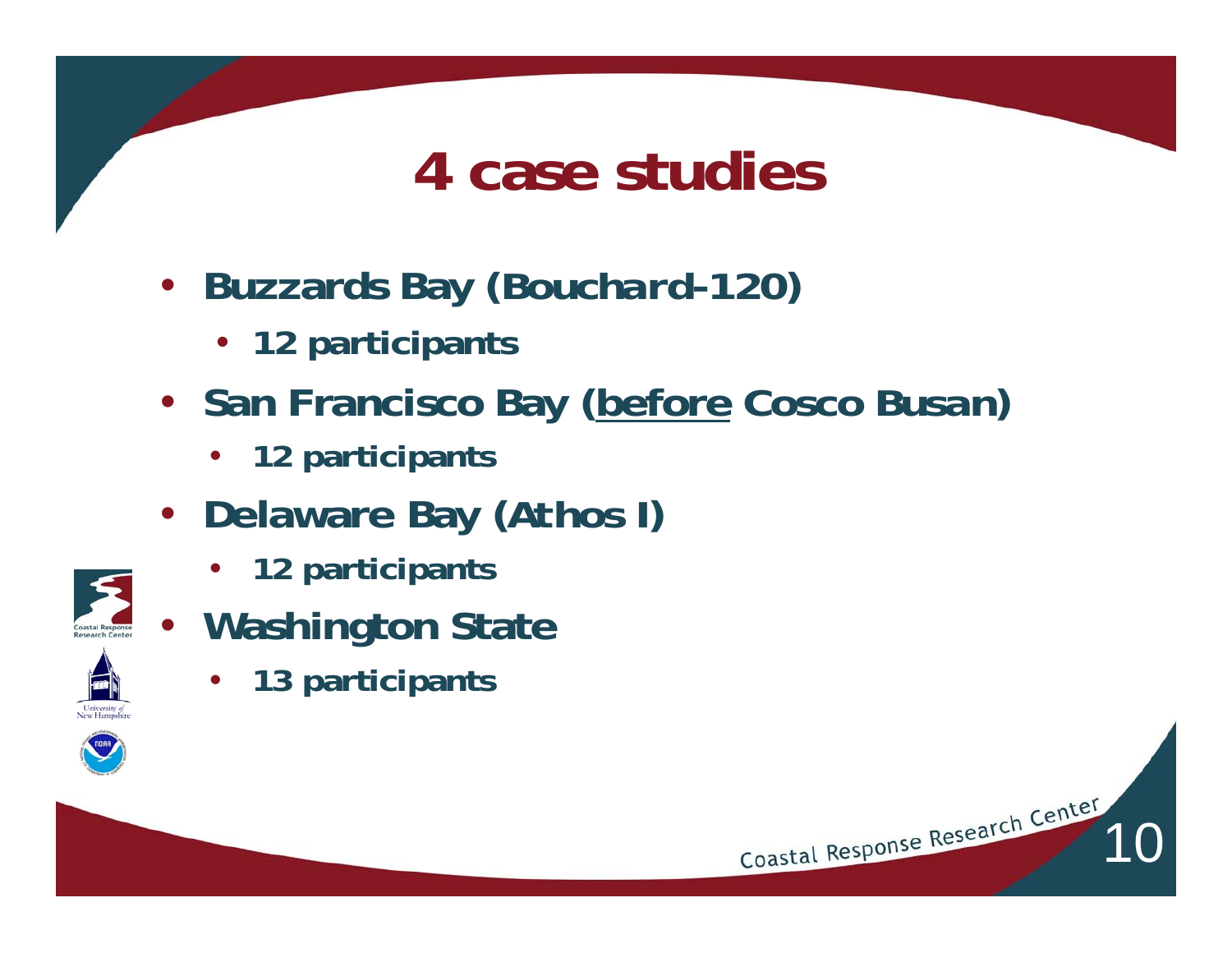# 4 case studies

- Buzzards Bay (Bouchard-120)
  - 12 participants
- San Francisco Bay (before Cosco Busan)
  - 12 participants
- Delaware Bay (Athos I)
  - 12 participants
- Washington State
  - 13 participants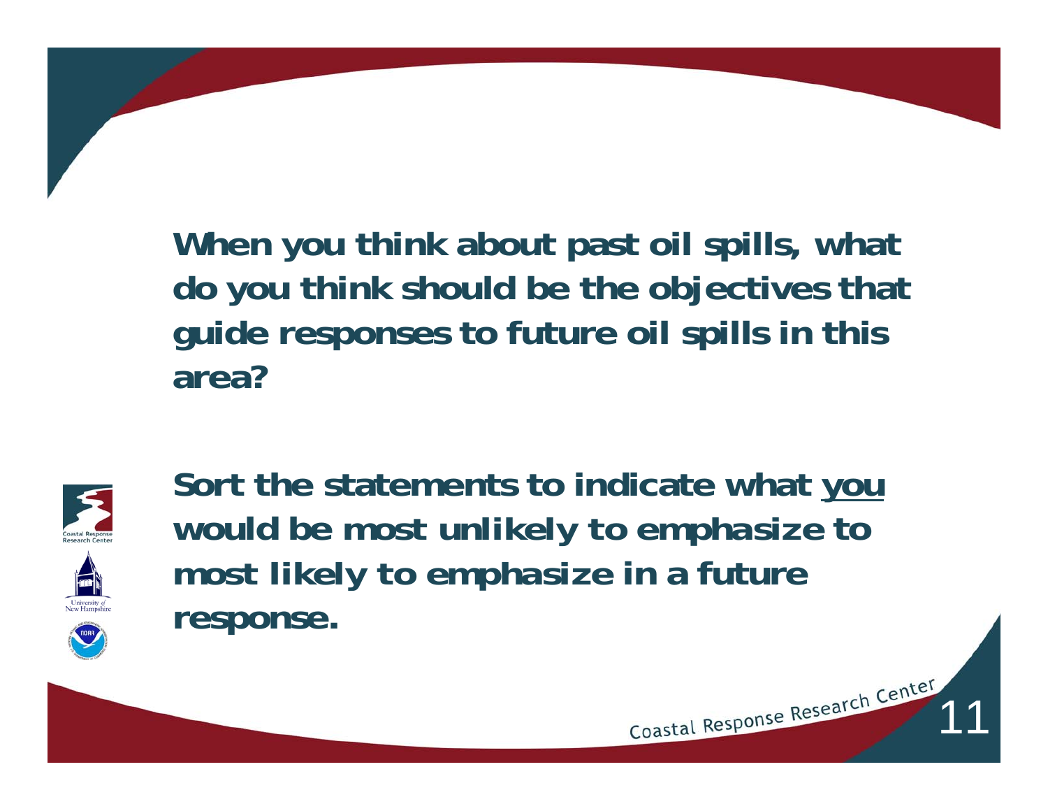**When you think about past oil spills, what do you think should be the objectives that guide responses to future oil spills in this area?**

**Sort the statements to indicate what <u>you</u> would be most unlikely to emphasize to most likely to emphasize in a future response.**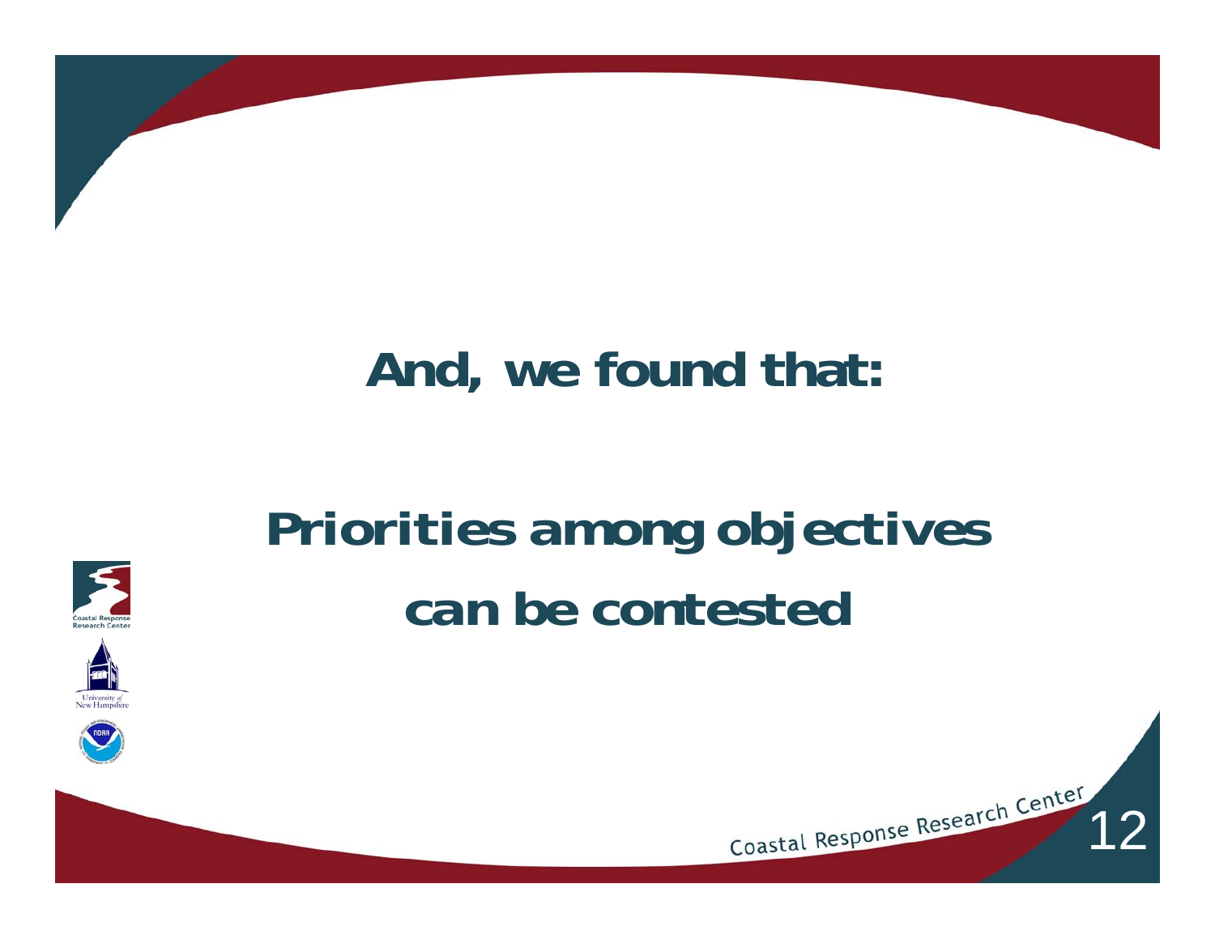# And, we found that:

# Priorities among objectives can be contested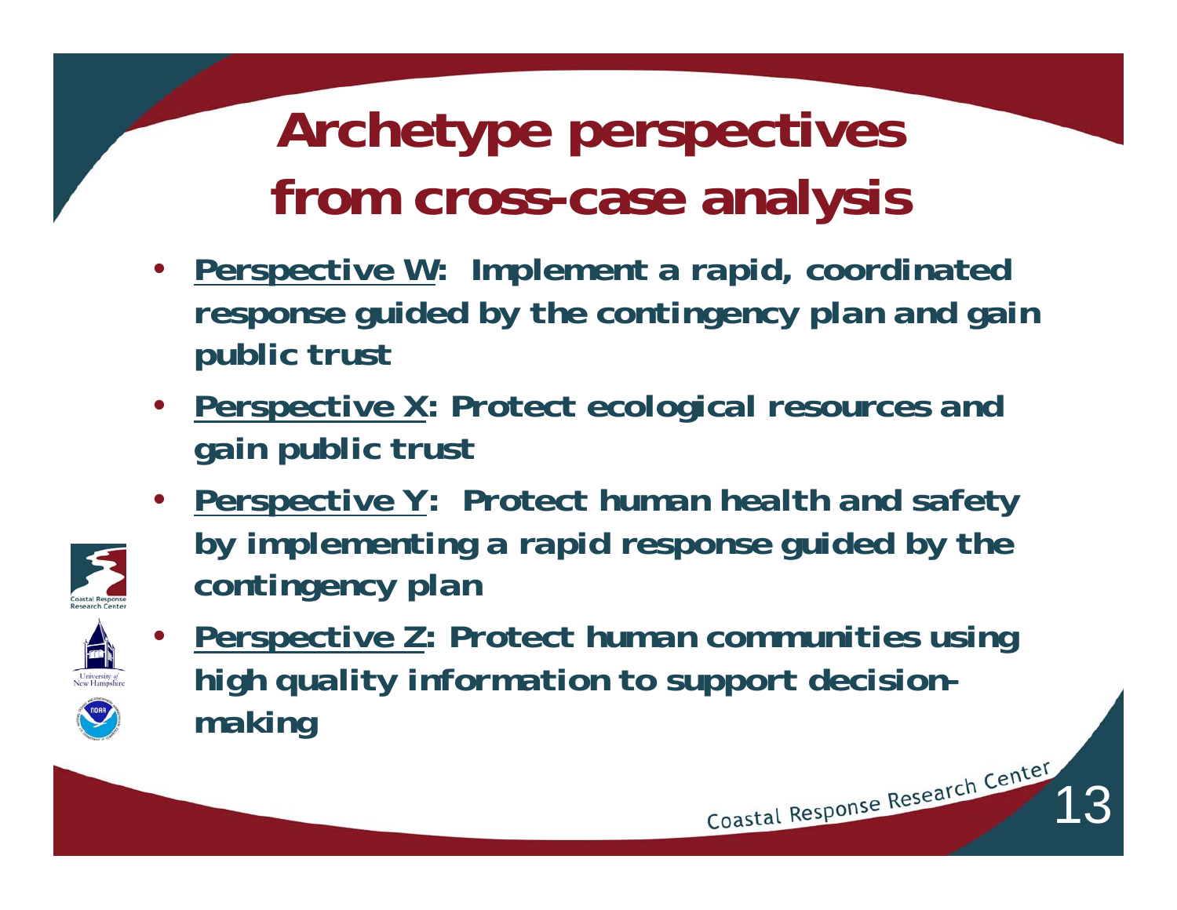# Archetype perspectives from cross-case analysis

- **Perspective W: Implement a rapid, coordinated response guided by the contingency plan and gain public trust**
- **Perspective X: Protect ecological resources and gain public trust**
- **Perspective Y: Protect human health and safety by implementing a rapid response guided by the contingency plan**
- **Perspective Z: Protect human communities using high quality information to support decision-making**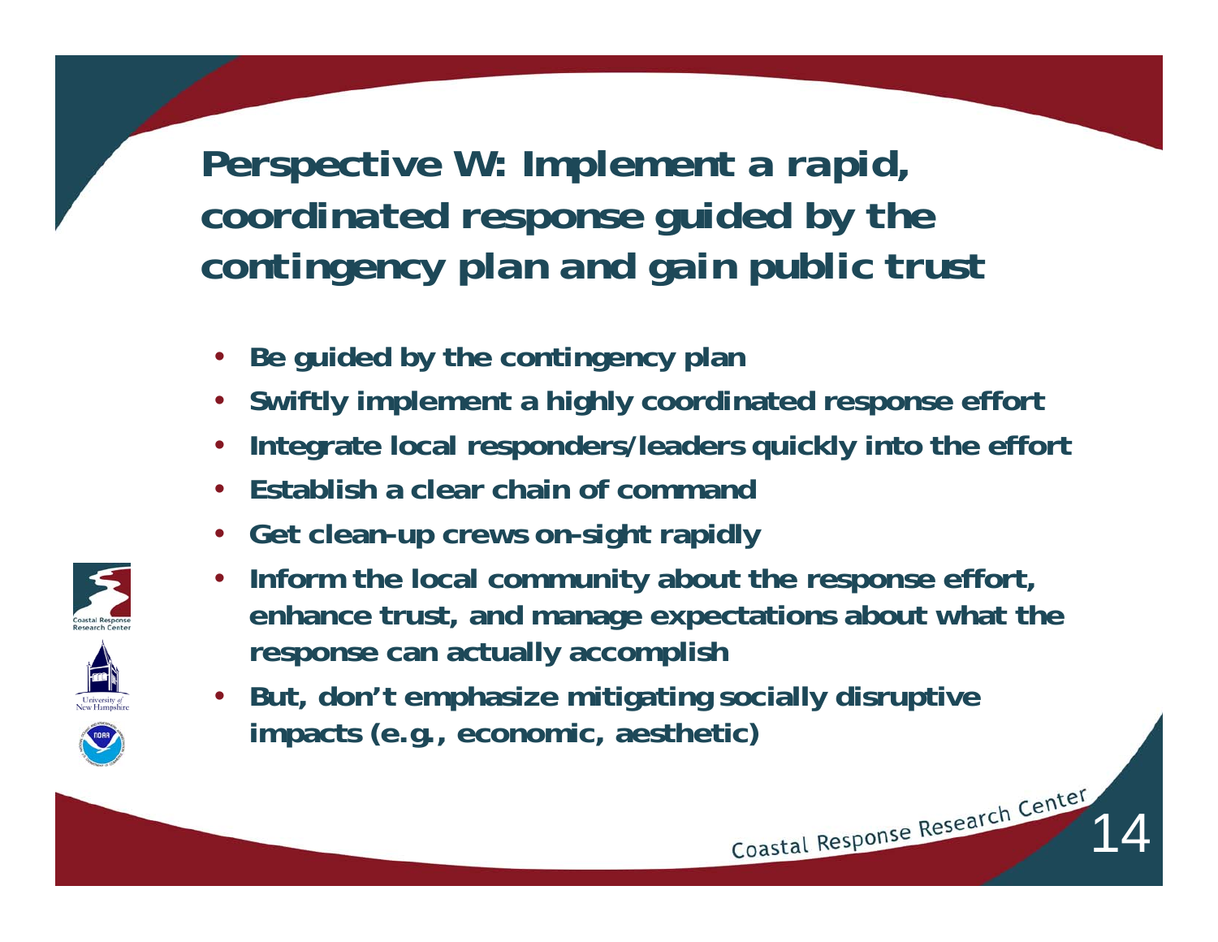# Perspective W: Implement a rapid, coordinated response guided by the contingency plan and gain public trust

- Be guided by the contingency plan
- Swiftly implement a highly coordinated response effort
- Integrate local responders/leaders quickly into the effort
- Establish a clear chain of command
- Get clean-up crews on-sight rapidly
- Inform the local community about the response effort, enhance trust, and manage expectations about what the response can actually accomplish
- But, don't emphasize mitigating socially disruptive impacts (e.g., economic, aesthetic)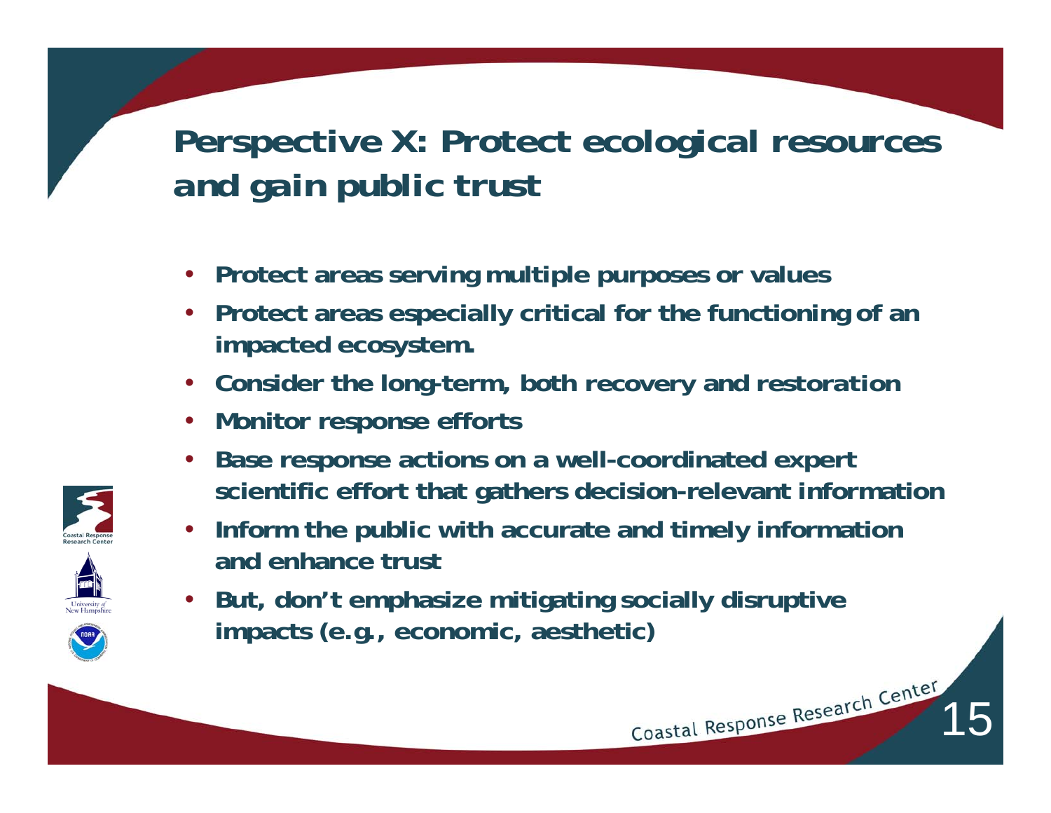# Perspective X: Protect ecological resources and gain public trust

- Protect areas serving multiple purposes or values
- Protect areas especially critical for the functioning of an impacted ecosystem.
- Consider the long-term, both recovery and restoration
- Monitor response efforts
- Base response actions on a well-coordinated expert scientific effort that gathers decision-relevant information
- Inform the public with accurate and timely information and enhance trust
- But, don't emphasize mitigating socially disruptive impacts (e.g., economic, aesthetic)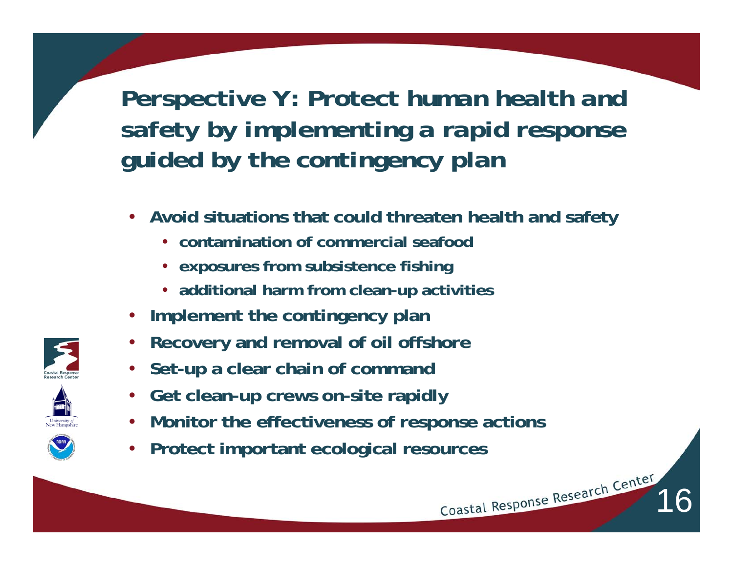# Perspective Y: Protect human health and safety by implementing a rapid response guided by the contingency plan

- Avoid situations that could threaten health and safety
  - contamination of commercial seafood
  - exposures from subsistence fishing
  - additional harm from clean-up activities
- Implement the contingency plan
- Recovery and removal of oil offshore
- Set-up a clear chain of command
- Get clean-up crews on-site rapidly
- Monitor the effectiveness of response actions
- Protect important ecological resources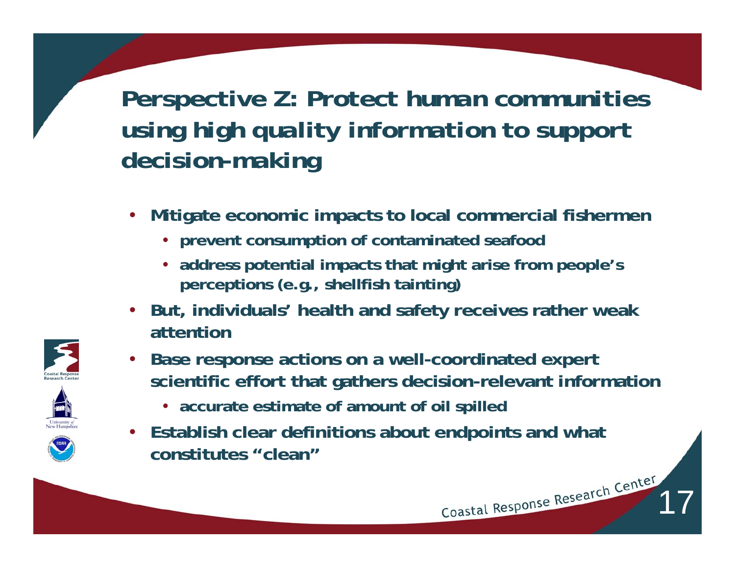# Perspective Z: Protect human communities using high quality information to support decision-making

- Mitigate economic impacts to local commercial fishermen
  - prevent consumption of contaminated seafood
  - address potential impacts that might arise from people's perceptions (e.g., shellfish tainting)
- But, individuals' health and safety receives rather weak attention
- Base response actions on a well-coordinated expert scientific effort that gathers decision-relevant information
  - accurate estimate of amount of oil spilled
- Establish clear definitions about endpoints and what constitutes "clean"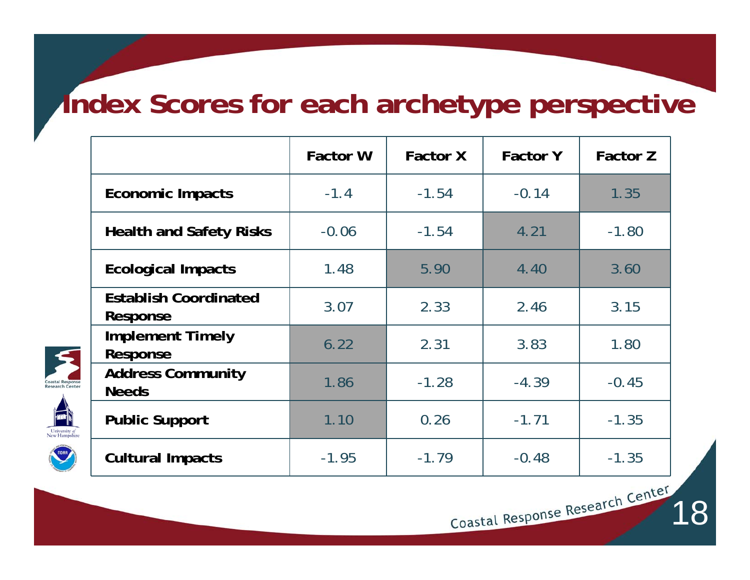# Index Scores for each archetype perspective

| | Factor W | Factor X | Factor Y | Factor Z |
|---|---|---|---|---|
| **Economic Impacts** | -1.4 | -1.54 | -0.14 | 1.35 |
| **Health and Safety Risks** | -0.06 | -1.54 | 4.21 | -1.80 |
| **Ecological Impacts** | 1.48 | 5.90 | 4.40 | 3.60 |
| **Establish Coordinated Response** | 3.07 | 2.33 | 2.46 | 3.15 |
| **Implement Timely Response** | 6.22 | 2.31 | 3.83 | 1.80 |
| **Address Community Needs** | 1.86 | -1.28 | -4.39 | -0.45 |
| **Public Support** | 1.10 | 0.26 | -1.71 | -1.35 |
| **Cultural Impacts** | -1.95 | -1.79 | -0.48 | -1.35 |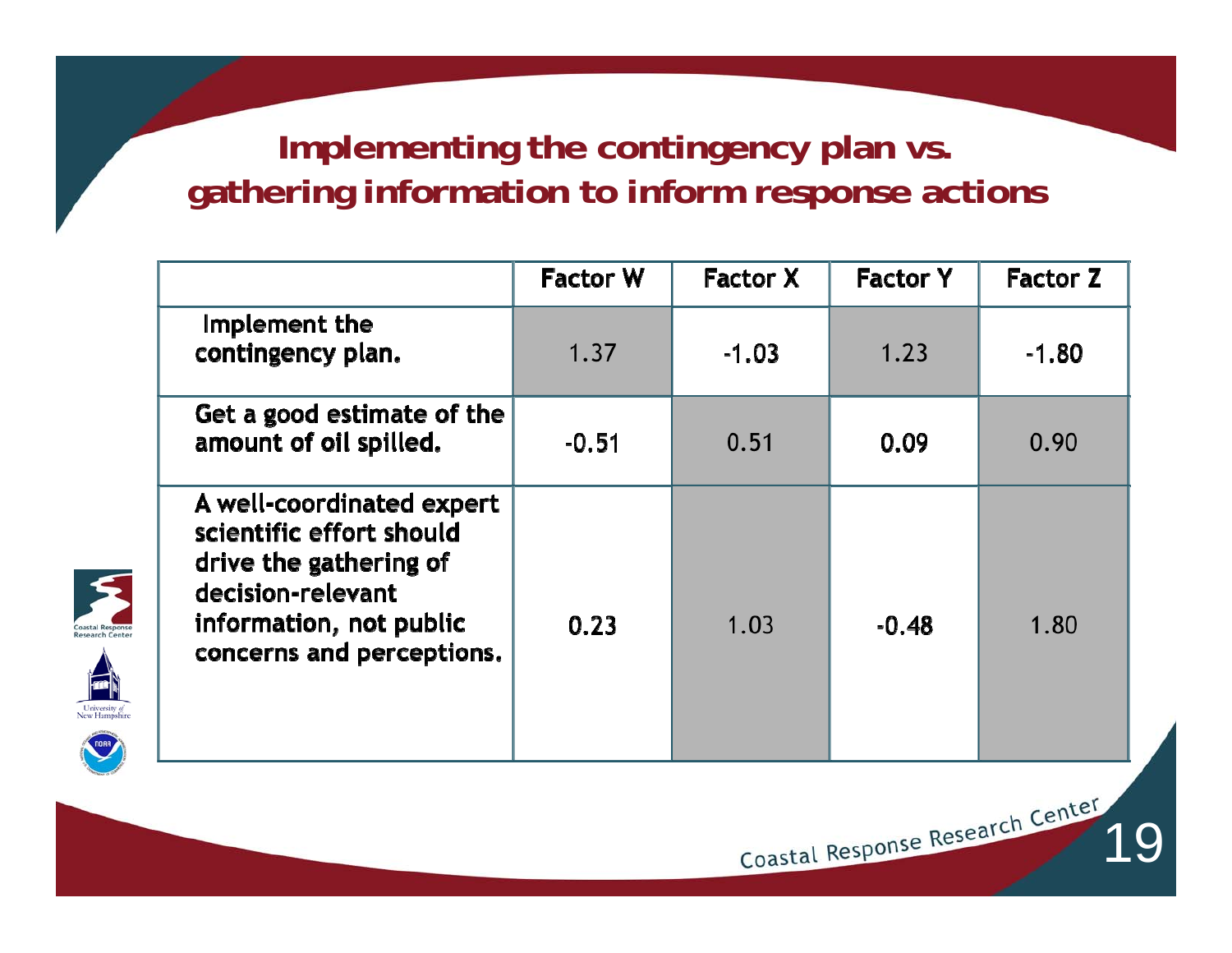# Implementing the contingency plan vs. gathering information to inform response actions

| | Factor W | Factor X | Factor Y | Factor Z |
|---|---|---|---|---|
| Implement the contingency plan. | 1.37 | -1.03 | 1.23 | -1.80 |
| Get a good estimate of the amount of oil spilled. | -0.51 | 0.51 | 0.09 | 0.90 |
| A well-coordinated expert scientific effort should drive the gathering of decision-relevant information, not public concerns and perceptions. | 0.23 | 1.03 | -0.48 | 1.80 |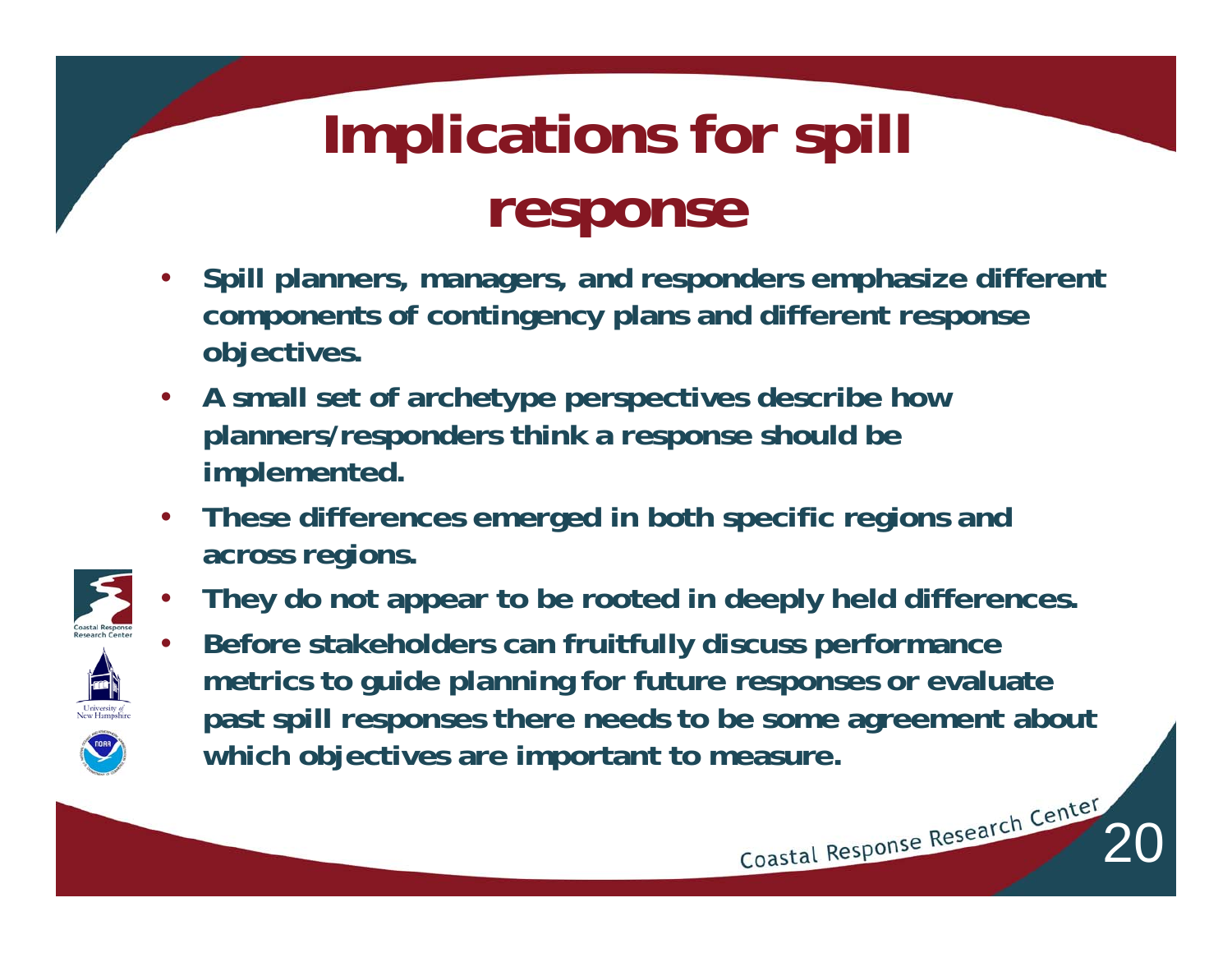# Implications for spill response

- Spill planners, managers, and responders emphasize different components of contingency plans and different response objectives.
- A small set of archetype perspectives describe how planners/responders think a response should be implemented.
- These differences emerged in both specific regions and across regions.
- They do not appear to be rooted in deeply held differences.
- Before stakeholders can fruitfully discuss performance metrics to guide planning for future responses or evaluate past spill responses there needs to be some agreement about which objectives are important to measure.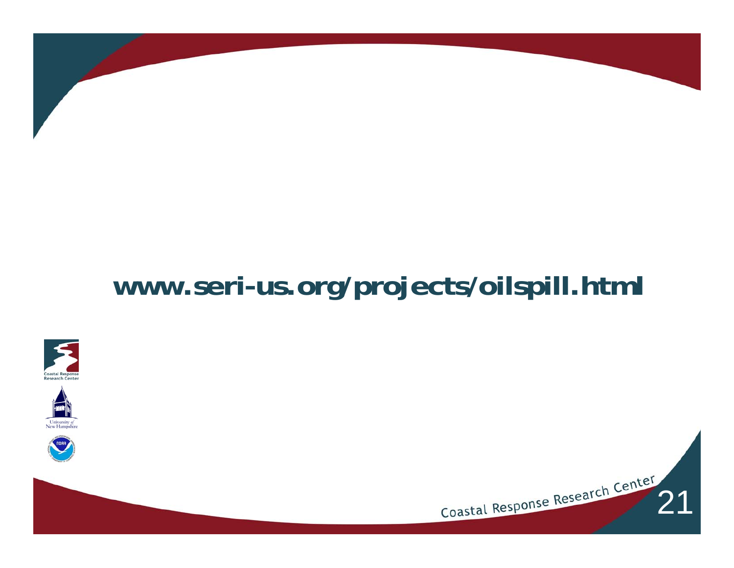**www.seri-us.org/projects/oilspill.html**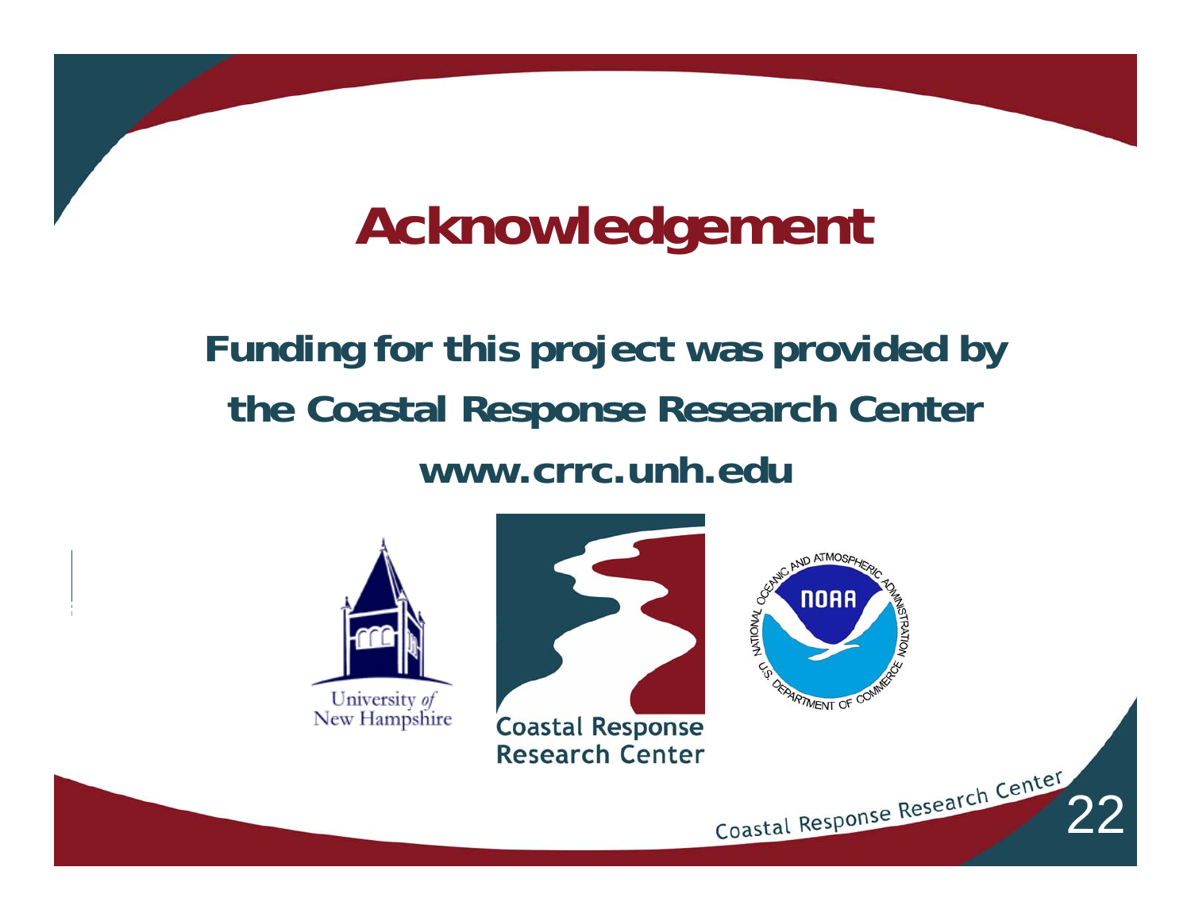# Acknowledgement

**Funding for this project was provided by the Coastal Response Research Center**

**www.crrc.unh.edu**